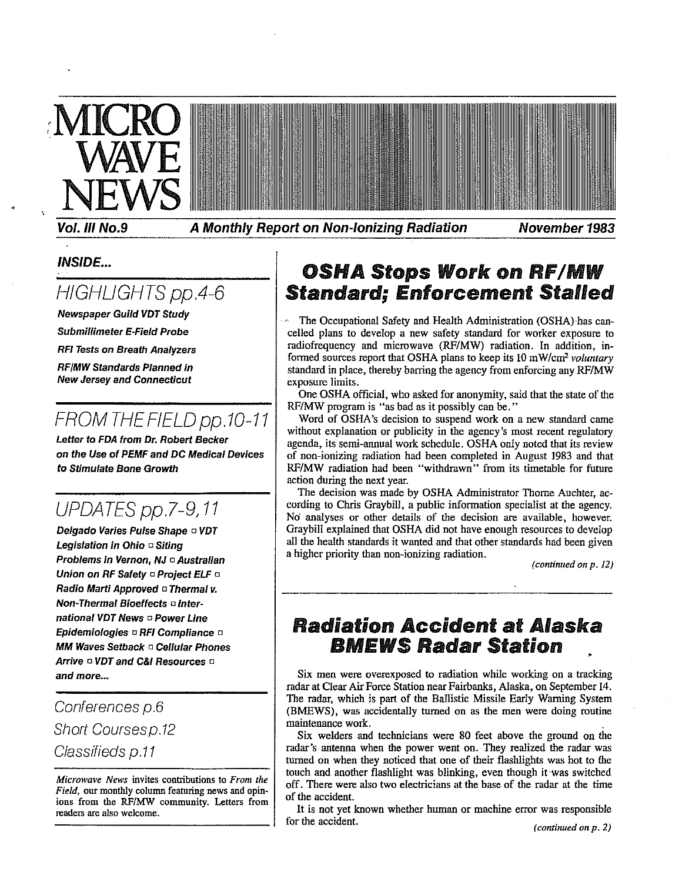# MICRO WAVE NEWS

**Vol. III No.9** — ***A Monthly Report on Non-Ionizing Radiation*** — **November 1983**

***INSIDE...***

## HIGHLIGHTS pp.4-6

***Newspaper Guild VDT Study***

***Submillimeter E-Field Probe***

***RFI Tests on Breath Analyzers***

***RF/MW Standards Planned in New Jersey and Connecticut***

## FROM THE FIELD pp.10-11

***Letter to FDA from Dr. Robert Becker on the Use of PEMF and DC Medical Devices to Stimulate Bone Growth***

## UPDATES pp.7-9,11

***Delgado Varies Pulse Shape □ VDT Legislation in Ohio □ Siting Problems in Vernon, NJ □ Australian Union on RF Safety □ Project ELF □ Radio Marti Approved □ Thermal v. Non-Thermal Bioeffects □ International VDT News □ Power Line Epidemiologies □ RFI Compliance □ MM Waves Setback □ Cellular Phones Arrive □ VDT and C&I Resources □ and more...***

## Conferences p.6

## Short Courses p.12

## Classifieds p.11

*Microwave News* invites contributions to *From the Field*, our monthly column featuring news and opinions from the RF/MW community. Letters from readers are also welcome.

# OSHA Stops Work on RF/MW Standard; Enforcement Stalled

The Occupational Safety and Health Administration (OSHA) has cancelled plans to develop a new safety standard for worker exposure to radiofrequency and microwave (RF/MW) radiation. In addition, informed sources report that OSHA plans to keep its 10 mW/cm$^2$ *voluntary* standard in place, thereby barring the agency from enforcing any RF/MW exposure limits.

One OSHA official, who asked for anonymity, said that the state of the RF/MW program is "as bad as it possibly can be."

Word of OSHA's decision to suspend work on a new standard came without explanation or publicity in the agency's most recent regulatory agenda, its semi-annual work schedule. OSHA only noted that its review of non-ionizing radiation had been completed in August 1983 and that RF/MW radiation had been "withdrawn" from its timetable for future action during the next year.

The decision was made by OSHA Administrator Thorne Auchter, according to Chris Graybill, a public information specialist at the agency. No analyses or other details of the decision are available, however. Graybill explained that OSHA did not have enough resources to develop all the health standards it wanted and that other standards had been given a higher priority than non-ionizing radiation.

*(continued on p. 12)*

# Radiation Accident at Alaska BMEWS Radar Station

Six men were overexposed to radiation while working on a tracking radar at Clear Air Force Station near Fairbanks, Alaska, on September 14. The radar, which is part of the Ballistic Missile Early Warning System (BMEWS), was accidentally turned on as the men were doing routine maintenance work.

Six welders and technicians were 80 feet above the ground on the radar's antenna when the power went on. They realized the radar was turned on when they noticed that one of their flashlights was hot to the touch and another flashlight was blinking, even though it was switched off. There were also two electricians at the base of the radar at the time of the accident.

It is not yet known whether human or machine error was responsible for the accident.

*(continued on p. 2)*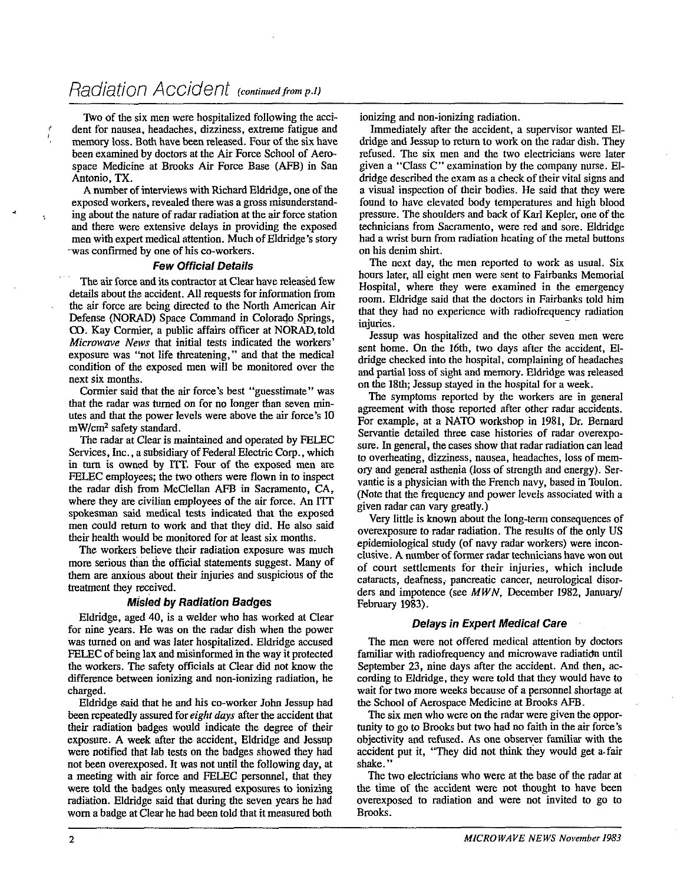# Radiation Accident *(continued from p.1)*

Two of the six men were hospitalized following the accident for nausea, headaches, dizziness, extreme fatigue and memory loss. Both have been released. Four of the six have been examined by doctors at the Air Force School of Aerospace Medicine at Brooks Air Force Base (AFB) in San Antonio, TX.

A number of interviews with Richard Eldridge, one of the exposed workers, revealed there was a gross misunderstanding about the nature of radar radiation at the air force station and there were extensive delays in providing the exposed men with expert medical attention. Much of Eldridge's story was confirmed by one of his co-workers.

### Few Official Details

The air force and its contractor at Clear have released few details about the accident. All requests for information from the air force are being directed to the North American Air Defense (NORAD) Space Command in Colorado Springs, CO. Kay Cormier, a public affairs officer at NORAD, told *Microwave News* that initial tests indicated the workers' exposure was "not life threatening," and that the medical condition of the exposed men will be monitored over the next six months.

Cormier said that the air force's best "guesstimate" was that the radar was turned on for no longer than seven minutes and that the power levels were above the air force's 10 $mW/cm^2$ safety standard.

The radar at Clear is maintained and operated by FELEC Services, Inc., a subsidiary of Federal Electric Corp., which in turn is owned by ITT. Four of the exposed men are FELEC employees; the two others were flown in to inspect the radar dish from McClellan AFB in Sacramento, CA, where they are civilian employees of the air force. An ITT spokesman said medical tests indicated that the exposed men could return to work and that they did. He also said their health would be monitored for at least six months.

The workers believe their radiation exposure was much more serious than the official statements suggest. Many of them are anxious about their injuries and suspicious of the treatment they received.

### Misled by Radiation Badges

Eldridge, aged 40, is a welder who has worked at Clear for nine years. He was on the radar dish when the power was turned on and was later hospitalized. Eldridge accused FELEC of being lax and misinformed in the way it protected the workers. The safety officials at Clear did not know the difference between ionizing and non-ionizing radiation, he charged.

Eldridge said that he and his co-worker John Jessup had been repeatedly assured for *eight days* after the accident that their radiation badges would indicate the degree of their exposure. A week after the accident, Eldridge and Jessup were notified that lab tests on the badges showed they had not been overexposed. It was not until the following day, at a meeting with air force and FELEC personnel, that they were told the badges only measured exposures to ionizing radiation. Eldridge said that during the seven years he had worn a badge at Clear he had been told that it measured both ionizing and non-ionizing radiation.

Immediately after the accident, a supervisor wanted Eldridge and Jessup to return to work on the radar dish. They refused. The six men and the two electricians were later given a "Class C" examination by the company nurse. Eldridge described the exam as a check of their vital signs and a visual inspection of their bodies. He said that they were found to have elevated body temperatures and high blood pressure. The shoulders and back of Karl Kepler, one of the technicians from Sacramento, were red and sore. Eldridge had a wrist burn from radiation heating of the metal buttons on his denim shirt.

The next day, the men reported to work as usual. Six hours later, all eight men were sent to Fairbanks Memorial Hospital, where they were examined in the emergency room. Eldridge said that the doctors in Fairbanks told him that they had no experience with radiofrequency radiation injuries.

Jessup was hospitalized and the other seven men were sent home. On the 16th, two days after the accident, Eldridge checked into the hospital, complaining of headaches and partial loss of sight and memory. Eldridge was released on the 18th; Jessup stayed in the hospital for a week.

The symptoms reported by the workers are in general agreement with those reported after other radar accidents. For example, at a NATO workshop in 1981, Dr. Bernard Servantie detailed three case histories of radar overexposure. In general, the cases show that radar radiation can lead to overheating, dizziness, nausea, headaches, loss of memory and general asthenia (loss of strength and energy). Servantie is a physician with the French navy, based in Toulon. (Note that the frequency and power levels associated with a given radar can vary greatly.)

Very little is known about the long-term consequences of overexposure to radar radiation. The results of the only US epidemiological study (of navy radar workers) were inconclusive. A number of former radar technicians have won out of court settlements for their injuries, which include cataracts, deafness, pancreatic cancer, neurological disorders and impotence (see *MWN*, December 1982, January/February 1983).

### Delays in Expert Medical Care

The men were not offered medical attention by doctors familiar with radiofrequency and microwave radiation until September 23, nine days after the accident. And then, according to Eldridge, they were told that they would have to wait for two more weeks because of a personnel shortage at the School of Aerospace Medicine at Brooks AFB.

The six men who were on the radar were given the opportunity to go to Brooks but two had no faith in the air force's objectivity and refused. As one observer familiar with the accident put it, "They did not think they would get a fair shake."

The two electricians who were at the base of the radar at the time of the accident were not thought to have been overexposed to radiation and were not invited to go to Brooks.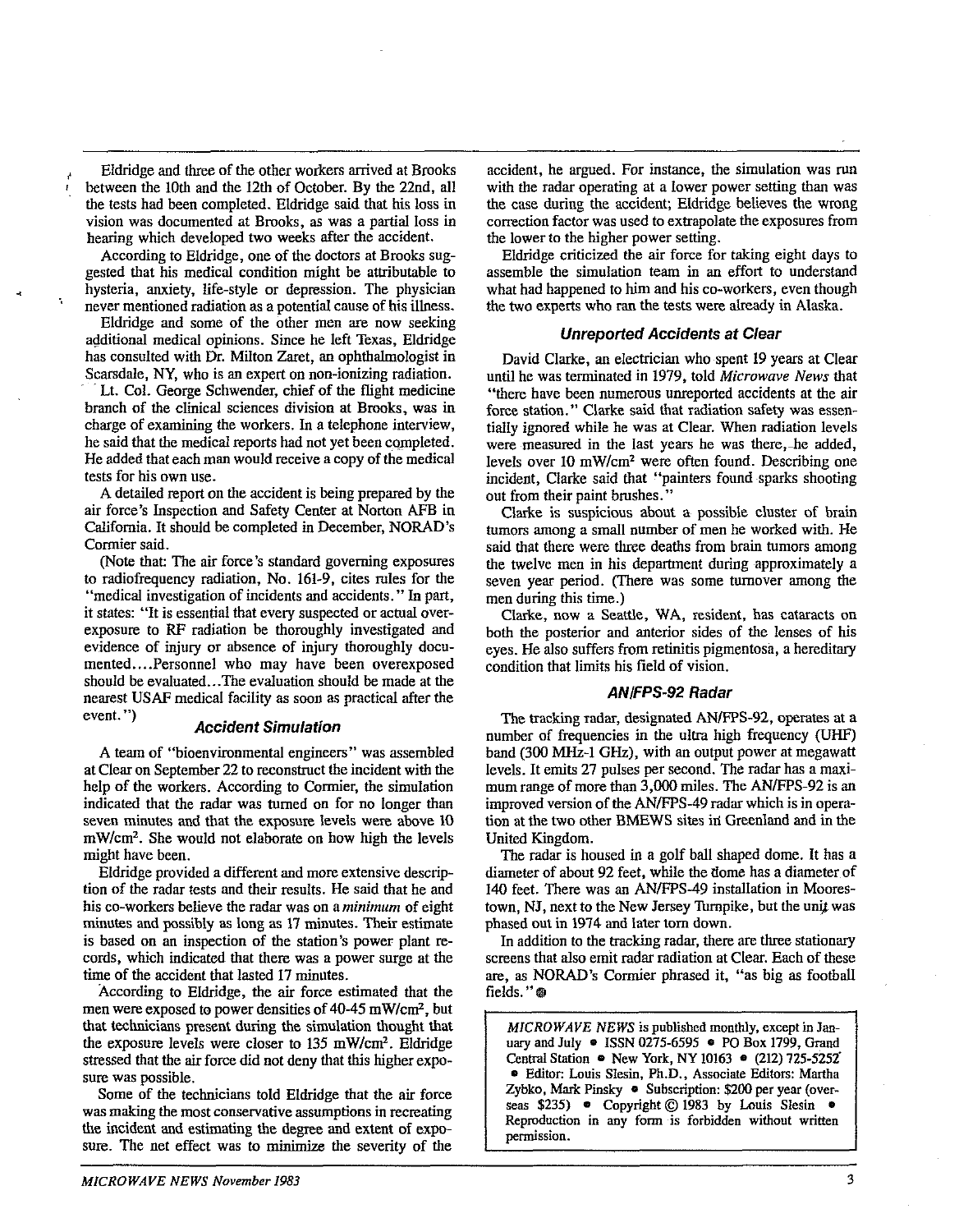Eldridge and three of the other workers arrived at Brooks between the 10th and the 12th of October. By the 22nd, all the tests had been completed. Eldridge said that his loss in vision was documented at Brooks, as was a partial loss in hearing which developed two weeks after the accident.

According to Eldridge, one of the doctors at Brooks suggested that his medical condition might be attributable to hysteria, anxiety, life-style or depression. The physician never mentioned radiation as a potential cause of his illness.

Eldridge and some of the other men are now seeking additional medical opinions. Since he left Texas, Eldridge has consulted with Dr. Milton Zaret, an ophthalmologist in Scarsdale, NY, who is an expert on non-ionizing radiation.

Lt. Col. George Schwender, chief of the flight medicine branch of the clinical sciences division at Brooks, was in charge of examining the workers. In a telephone interview, he said that the medical reports had not yet been completed. He added that each man would receive a copy of the medical tests for his own use.

A detailed report on the accident is being prepared by the air force's Inspection and Safety Center at Norton AFB in California. It should be completed in December, NORAD's Cormier said.

(Note that: The air force's standard governing exposures to radiofrequency radiation, No. 161-9, cites rules for the "medical investigation of incidents and accidents." In part, it states: "It is essential that every suspected or actual overexposure to RF radiation be thoroughly investigated and evidence of injury or absence of injury thoroughly documented....Personnel who may have been overexposed should be evaluated...The evaluation should be made at the nearest USAF medical facility as soon as practical after the event.")

### Accident Simulation

A team of "bioenvironmental engineers" was assembled at Clear on September 22 to reconstruct the incident with the help of the workers. According to Cormier, the simulation indicated that the radar was turned on for no longer than seven minutes and that the exposure levels were above 10 mW/cm². She would not elaborate on how high the levels might have been.

Eldridge provided a different and more extensive description of the radar tests and their results. He said that he and his co-workers believe the radar was on a *minimum* of eight minutes and possibly as long as 17 minutes. Their estimate is based on an inspection of the station's power plant records, which indicated that there was a power surge at the time of the accident that lasted 17 minutes.

According to Eldridge, the air force estimated that the men were exposed to power densities of 40-45 mW/cm², but that technicians present during the simulation thought that the exposure levels were closer to 135 mW/cm². Eldridge stressed that the air force did not deny that this higher exposure was possible.

Some of the technicians told Eldridge that the air force was making the most conservative assumptions in recreating the incident and estimating the degree and extent of exposure. The net effect was to minimize the severity of the accident, he argued. For instance, the simulation was run with the radar operating at a lower power setting than was the case during the accident; Eldridge believes the wrong correction factor was used to extrapolate the exposures from the lower to the higher power setting.

Eldridge criticized the air force for taking eight days to assemble the simulation team in an effort to understand what had happened to him and his co-workers, even though the two experts who ran the tests were already in Alaska.

### Unreported Accidents at Clear

David Clarke, an electrician who spent 19 years at Clear until he was terminated in 1979, told *Microwave News* that "there have been numerous unreported accidents at the air force station." Clarke said that radiation safety was essentially ignored while he was at Clear. When radiation levels were measured in the last years he was there, he added, levels over 10 mW/cm² were often found. Describing one incident, Clarke said that "painters found sparks shooting out from their paint brushes."

Clarke is suspicious about a possible cluster of brain tumors among a small number of men he worked with. He said that there were three deaths from brain tumors among the twelve men in his department during approximately a seven year period. (There was some turnover among the men during this time.)

Clarke, now a Seattle, WA, resident, has cataracts on both the posterior and anterior sides of the lenses of his eyes. He also suffers from retinitis pigmentosa, a hereditary condition that limits his field of vision.

### AN/FPS-92 Radar

The tracking radar, designated AN/FPS-92, operates at a number of frequencies in the ultra high frequency (UHF) band (300 MHz-1 GHz), with an output power at megawatt levels. It emits 27 pulses per second. The radar has a maximum range of more than 3,000 miles. The AN/FPS-92 is an improved version of the AN/FPS-49 radar which is in operation at the two other BMEWS sites in Greenland and in the United Kingdom.

The radar is housed in a golf ball shaped dome. It has a diameter of about 92 feet, while the dome has a diameter of 140 feet. There was an AN/FPS-49 installation in Moorestown, NJ, next to the New Jersey Turnpike, but the unit was phased out in 1974 and later torn down.

In addition to the tracking radar, there are three stationary screens that also emit radar radiation at Clear. Each of these are, as NORAD's Cormier phrased it, "as big as football fields."

*MICROWAVE NEWS* is published monthly, except in January and July • ISSN 0275-6595 • PO Box 1799, Grand Central Station • New York, NY 10163 • (212) 725-5252 • Editor: Louis Slesin, Ph.D., Associate Editors: Martha Zybko, Mark Pinsky • Subscription: $200 per year (overseas $235) • Copyright © 1983 by Louis Slesin • Reproduction in any form is forbidden without written permission.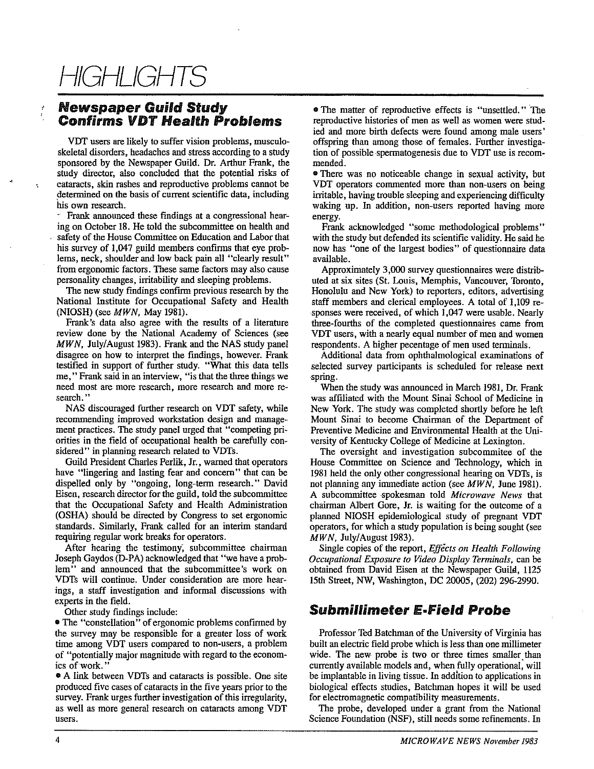# HIGHLIGHTS

## Newspaper Guild Study Confirms VDT Health Problems

VDT users are likely to suffer vision problems, musculoskeletal disorders, headaches and stress according to a study sponsored by the Newspaper Guild. Dr. Arthur Frank, the study director, also concluded that the potential risks of cataracts, skin rashes and reproductive problems cannot be determined on the basis of current scientific data, including his own research.

Frank announced these findings at a congressional hearing on October 18. He told the subcommittee on health and safety of the House Committee on Education and Labor that his survey of 1,047 guild members confirms that eye problems, neck, shoulder and low back pain all "clearly result" from ergonomic factors. These same factors may also cause personality changes, irritability and sleeping problems.

The new study findings confirm previous research by the National Institute for Occupational Safety and Health (NIOSH) (see *MWN*, May 1981).

Frank's data also agree with the results of a literature review done by the National Academy of Sciences (see *MWN*, July/August 1983). Frank and the NAS study panel disagree on how to interpret the findings, however. Frank testified in support of further study. "What this data tells me," Frank said in an interview, "is that the three things we need most are more research, more research and more research."

NAS discouraged further research on VDT safety, while recommending improved workstation design and management practices. The study panel urged that "competing priorities in the field of occupational health be carefully considered" in planning research related to VDTs.

Guild President Charles Perlik, Jr., warned that operators have "lingering and lasting fear and concern" that can be dispelled only by "ongoing, long-term research." David Eisen, research director for the guild, told the subcommittee that the Occupational Safety and Health Administration (OSHA) should be directed by Congress to set ergonomic standards. Similarly, Frank called for an interim standard requiring regular work breaks for operators.

After hearing the testimony, subcommittee chairman Joseph Gaydos (D-PA) acknowledged that "we have a problem" and announced that the subcommittee's work on VDTs will continue. Under consideration are more hearings, a staff investigation and informal discussions with experts in the field.

Other study findings include:

- The "constellation" of ergonomic problems confirmed by the survey may be responsible for a greater loss of work time among VDT users compared to non-users, a problem of "potentially major magnitude with regard to the economics of work."
- A link between VDTs and cataracts is possible. One site produced five cases of cataracts in the five years prior to the survey. Frank urges further investigation of this irregularity, as well as more general research on cataracts among VDT users.
- The matter of reproductive effects is "unsettled." The reproductive histories of men as well as women were studied and more birth defects were found among male users' offspring than among those of females. Further investigation of possible spermatogenesis due to VDT use is recommended.
- There was no noticeable change in sexual activity, but VDT operators commented more than non-users on being irritable, having trouble sleeping and experiencing difficulty waking up. In addition, non-users reported having more energy.

Frank acknowledged "some methodological problems" with the study but defended its scientific validity. He said he now has "one of the largest bodies" of questionnaire data available.

Approximately 3,000 survey questionnaires were distributed at six sites (St. Louis, Memphis, Vancouver, Toronto, Honolulu and New York) to reporters, editors, advertising staff members and clerical employees. A total of 1,109 responses were received, of which 1,047 were usable. Nearly three-fourths of the completed questionnaires came from VDT users, with a nearly equal number of men and women respondents. A higher pecentage of men used terminals.

Additional data from ophthalmological examinations of selected survey participants is scheduled for release next spring.

When the study was announced in March 1981, Dr. Frank was affiliated with the Mount Sinai School of Medicine in New York. The study was completed shortly before he left Mount Sinai to become Chairman of the Department of Preventive Medicine and Environmental Health at the University of Kentucky College of Medicine at Lexington.

The oversight and investigation subcommitee of the House Committee on Science and Technology, which in 1981 held the only other congressional hearing on VDTs, is not planning any immediate action (see *MWN*, June 1981). A subcommittee spokesman told *Microwave News* that chairman Albert Gore, Jr. is waiting for the outcome of a planned NIOSH epidemiological study of pregnant VDT operators, for which a study population is being sought (see *MWN*, July/August 1983).

Single copies of the report, *Effects on Health Following Occupational Exposure to Video Display Terminals*, can be obtained from David Eisen at the Newspaper Guild, 1125 15th Street, NW, Washington, DC 20005, (202) 296-2990.

## Submillimeter E-Field Probe

Professor Ted Batchman of the University of Virginia has built an electric field probe which is less than one millimeter wide. The new probe is two or three times smaller than currently available models and, when fully operational, will be implantable in living tissue. In addition to applications in biological effects studies, Batchman hopes it will be used for electromagnetic compatibility measurements.

The probe, developed under a grant from the National Science Foundation (NSF), still needs some refinements. In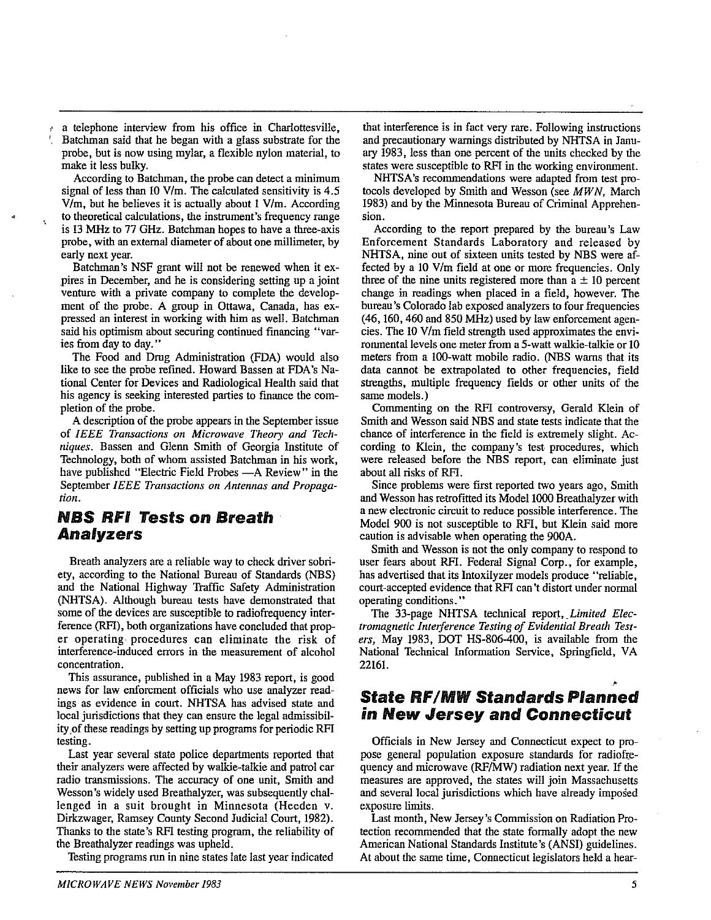a telephone interview from his office in Charlottesville, Batchman said that he began with a glass substrate for the probe, but is now using mylar, a flexible nylon material, to make it less bulky.

According to Batchman, the probe can detect a minimum signal of less than 10 V/m. The calculated sensitivity is 4.5 V/m, but he believes it is actually about 1 V/m. According to theoretical calculations, the instrument's frequency range is 13 MHz to 77 GHz. Batchman hopes to have a three-axis probe, with an external diameter of about one millimeter, by early next year.

Batchman's NSF grant will not be renewed when it expires in December, and he is considering setting up a joint venture with a private company to complete the development of the probe. A group in Ottawa, Canada, has expressed an interest in working with him as well. Batchman said his optimism about securing continued financing "varies from day to day."

The Food and Drug Administration (FDA) would also like to see the probe refined. Howard Bassen at FDA's National Center for Devices and Radiological Health said that his agency is seeking interested parties to finance the completion of the probe.

A description of the probe appears in the September issue of *IEEE Transactions on Microwave Theory and Techniques*. Bassen and Glenn Smith of Georgia Institute of Technology, both of whom assisted Batchman in his work, have published "Electric Field Probes —A Review" in the September *IEEE Transactions on Antennas and Propagation*.

## NBS RFI Tests on Breath Analyzers

Breath analyzers are a reliable way to check driver sobriety, according to the National Bureau of Standards (NBS) and the National Highway Traffic Safety Administration (NHTSA). Although bureau tests have demonstrated that some of the devices are susceptible to radiofrequency interference (RFI), both organizations have concluded that proper operating procedures can eliminate the risk of interference-induced errors in the measurement of alcohol concentration.

This assurance, published in a May 1983 report, is good news for law enforcement officials who use analyzer readings as evidence in court. NHTSA has advised state and local jurisdictions that they can ensure the legal admissibility of these readings by setting up programs for periodic RFI testing.

Last year several state police departments reported that their analyzers were affected by walkie-talkie and patrol car radio transmissions. The accuracy of one unit, Smith and Wesson's widely used Breathalyzer, was subsequently challenged in a suit brought in Minnesota (Heeden v. Dirkzwager, Ramsey County Second Judicial Court, 1982). Thanks to the state's RFI testing program, the reliability of the Breathalyzer readings was upheld.

Testing programs run in nine states late last year indicated that interference is in fact very rare. Following instructions and precautionary warnings distributed by NHTSA in January 1983, less than one percent of the units checked by the states were susceptible to RFI in the working environment.

NHTSA's recommendations were adapted from test protocols developed by Smith and Wesson (see *MWN*, March 1983) and by the Minnesota Bureau of Criminal Apprehension.

According to the report prepared by the bureau's Law Enforcement Standards Laboratory and released by NHTSA, nine out of sixteen units tested by NBS were affected by a 10 V/m field at one or more frequencies. Only three of the nine units registered more than a ± 10 percent change in readings when placed in a field, however. The bureau's Colorado lab exposed analyzers to four frequencies (46, 160, 460 and 850 MHz) used by law enforcement agencies. The 10 V/m field strength used approximates the environmental levels one meter from a 5-watt walkie-talkie or 10 meters from a 100-watt mobile radio. (NBS warns that its data cannot be extrapolated to other frequencies, field strengths, multiple frequency fields or other units of the same models.)

Commenting on the RFI controversy, Gerald Klein of Smith and Wesson said NBS and state tests indicate that the chance of interference in the field is extremely slight. According to Klein, the company's test procedures, which were released before the NBS report, can eliminate just about all risks of RFI.

Since problems were first reported two years ago, Smith and Wesson has retrofitted its Model 1000 Breathalyzer with a new electronic circuit to reduce possible interference. The Model 900 is not susceptible to RFI, but Klein said more caution is advisable when operating the 900A.

Smith and Wesson is not the only company to respond to user fears about RFI. Federal Signal Corp., for example, has advertised that its Intoxilyzer models produce "reliable, court-accepted evidence that RFI can't distort under normal operating conditions."

The 33-page NHTSA technical report, *Limited Electromagnetic Interference Testing of Evidential Breath Testers*, May 1983, DOT HS-806-400, is available from the National Technical Information Service, Springfield, VA 22161.

## State RF/MW Standards Planned in New Jersey and Connecticut

Officials in New Jersey and Connecticut expect to propose general population exposure standards for radiofrequency and microwave (RF/MW) radiation next year. If the measures are approved, the states will join Massachusetts and several local jurisdictions which have already imposed exposure limits.

Last month, New Jersey's Commission on Radiation Protection recommended that the state formally adopt the new American National Standards Institute's (ANSI) guidelines. At about the same time, Connecticut legislators held a hear-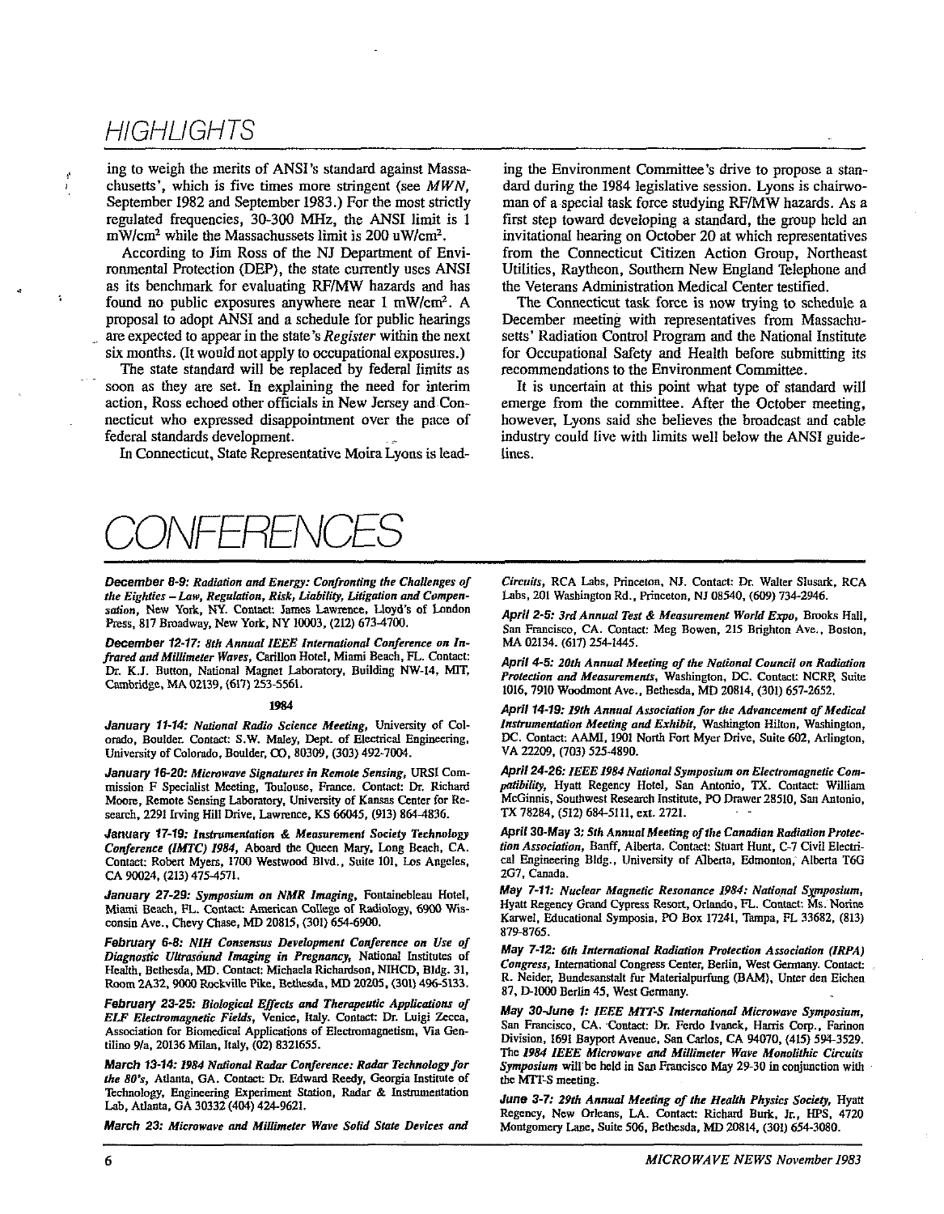## HIGHLIGHTS

ing to weigh the merits of ANSI's standard against Massachusetts', which is five times more stringent (see *MWN*, September 1982 and September 1983.) For the most strictly regulated frequencies, 30-300 MHz, the ANSI limit is 1 $mW/cm^2$ while the Massachussets limit is 200 $uW/cm^2$.

According to Jim Ross of the NJ Department of Environmental Protection (DEP), the state currently uses ANSI as its benchmark for evaluating RF/MW hazards and has found no public exposures anywhere near 1 $mW/cm^2$. A proposal to adopt ANSI and a schedule for public hearings are expected to appear in the state's *Register* within the next six months. (It would not apply to occupational exposures.)

The state standard will be replaced by federal limits as soon as they are set. In explaining the need for interim action, Ross echoed other officials in New Jersey and Connecticut who expressed disappointment over the pace of federal standards development.

In Connecticut, State Representative Moira Lyons is leading the Environment Committee's drive to propose a standard during the 1984 legislative session. Lyons is chairwoman of a special task force studying RF/MW hazards. As a first step toward developing a standard, the group held an invitational hearing on October 20 at which representatives from the Connecticut Citizen Action Group, Northeast Utilities, Raytheon, Southern New England Telephone and the Veterans Administration Medical Center testified.

The Connecticut task force is now trying to schedule a December meeting with representatives from Massachusetts' Radiation Control Program and the National Institute for Occupational Safety and Health before submitting its recommendations to the Environment Committee.

It is uncertain at this point what type of standard will emerge from the committee. After the October meeting, however, Lyons said she believes the broadcast and cable industry could live with limits well below the ANSI guidelines.

# CONFERENCES

**December 8-9:** *Radiation and Energy: Confronting the Challenges of the Eighties – Law, Regulation, Risk, Liability, Litigation and Compensation*, New York, NY. Contact: James Lawrence, Lloyd's of London Press, 817 Broadway, New York, NY 10003, (212) 673-4700.

**December 12-17:** *8th Annual IEEE International Conference on Infrared and Millimeter Waves*, Carillon Hotel, Miami Beach, FL. Contact: Dr. K.J. Button, National Magnet Laboratory, Building NW-14, MIT, Cambridge, MA 02139, (617) 253-5561.

**1984**

**January 11-14:** *National Radio Science Meeting*, University of Colorado, Boulder. Contact: S.W. Maley, Dept. of Electrical Engineering, University of Colorado, Boulder, CO, 80309, (303) 492-7004.

**January 16-20:** *Microwave Signatures in Remote Sensing*, URSI Commission F Specialist Meeting, Toulouse, France. Contact: Dr. Richard Moore, Remote Sensing Laboratory, University of Kansas Center for Research, 2291 Irving Hill Drive, Lawrence, KS 66045, (913) 864-4836.

**January 17-19:** *Instrumentation & Measurement Society Technology Conference (IMTC) 1984*, Aboard the Queen Mary, Long Beach, CA. Contact: Robert Myers, 1700 Westwood Blvd., Suite 101, Los Angeles, CA 90024, (213) 475-4571.

**January 27-29:** *Symposium on NMR Imaging*, Fontainebleau Hotel, Miami Beach, FL. Contact: American College of Radiology, 6900 Wisconsin Ave., Chevy Chase, MD 20815, (301) 654-6900.

**February 6-8:** *NIH Consensus Development Conference on Use of Diagnostic Ultrasound Imaging in Pregnancy*, National Institutes of Health, Bethesda, MD. Contact: Michaela Richardson, NIHCD, Bldg. 31, Room 2A32, 9000 Rockville Pike, Bethesda, MD 20205, (301) 496-5133.

**February 23-25:** *Biological Effects and Therapeutic Applications of ELF Electromagnetic Fields*, Venice, Italy. Contact: Dr. Luigi Zecca, Association for Biomedical Applications of Electromagnetism, Via Gentilino 9/a, 20136 Milan, Italy, (02) 8321655.

**March 13-14:** *1984 National Radar Conference: Radar Technology for the 80's*, Atlanta, GA. Contact: Dr. Edward Reedy, Georgia Institute of Technology, Engineering Experiment Station, Radar & Instrumentation Lab, Atlanta, GA 30332 (404) 424-9621.

**March 23:** *Microwave and Millimeter Wave Solid State Devices and Circuits*, RCA Labs, Princeton, NJ. Contact: Dr. Walter Slusark, RCA Labs, 201 Washington Rd., Princeton, NJ 08540, (609) 734-2946.

**April 2-5:** *3rd Annual Test & Measurement World Expo*, Brooks Hall, San Francisco, CA. Contact: Meg Bowen, 215 Brighton Ave., Boston, MA 02134. (617) 254-1445.

**April 4-5:** *20th Annual Meeting of the National Council on Radiation Protection and Measurements*, Washington, DC. Contact: NCRP, Suite 1016, 7910 Woodmont Ave., Bethesda, MD 20814, (301) 657-2652.

**April 14-19:** *19th Annual Association for the Advancement of Medical Instrumentation Meeting and Exhibit*, Washington Hilton, Washington, DC. Contact: AAMI, 1901 North Fort Myer Drive, Suite 602, Arlington, VA 22209, (703) 525-4890.

**April 24-26:** *IEEE 1984 National Symposium on Electromagnetic Compatibility*, Hyatt Regency Hotel, San Antonio, TX. Contact: William McGinnis, Southwest Research Institute, PO Drawer 28510, San Antonio, TX 78284, (512) 684-5111, ext. 2721.

**April 30-May 3:** *5th Annual Meeting of the Canadian Radiation Protection Association*, Banff, Alberta. Contact: Stuart Hunt, C-7 Civil Electrical Engineering Bldg., University of Alberta, Edmonton, Alberta T6G 2G7, Canada.

**May 7-11:** *Nuclear Magnetic Resonance 1984: National Symposium*, Hyatt Regency Grand Cypress Resort, Orlando, FL. Contact: Ms. Norine Karwel, Educational Symposia, PO Box 17241, Tampa, FL 33682, (813) 879-8765.

**May 7-12:** *6th International Radiation Protection Association (IRPA) Congress*, International Congress Center, Berlin, West Germany. Contact: R. Neider, Bundesanstalt fur Materialpurfung (BAM), Unter den Eichen 87, D-1000 Berlin 45, West Germany.

**May 30-June 1:** *IEEE MTT-S International Microwave Symposium*, San Francisco, CA. Contact: Dr. Ferdo Ivanek, Harris Corp., Farinon Division, 1691 Bayport Avenue, San Carlos, CA 94070, (415) 594-3529. The *1984 IEEE Microwave and Millimeter Wave Monolithic Circuits Symposium* will be held in San Francisco May 29-30 in conjunction with the MTT-S meeting.

**June 3-7:** *29th Annual Meeting of the Health Physics Society*, Hyatt Regency, New Orleans, LA. Contact: Richard Burk, Jr., HPS, 4720 Montgomery Lane, Suite 506, Bethesda, MD 20814, (301) 654-3080.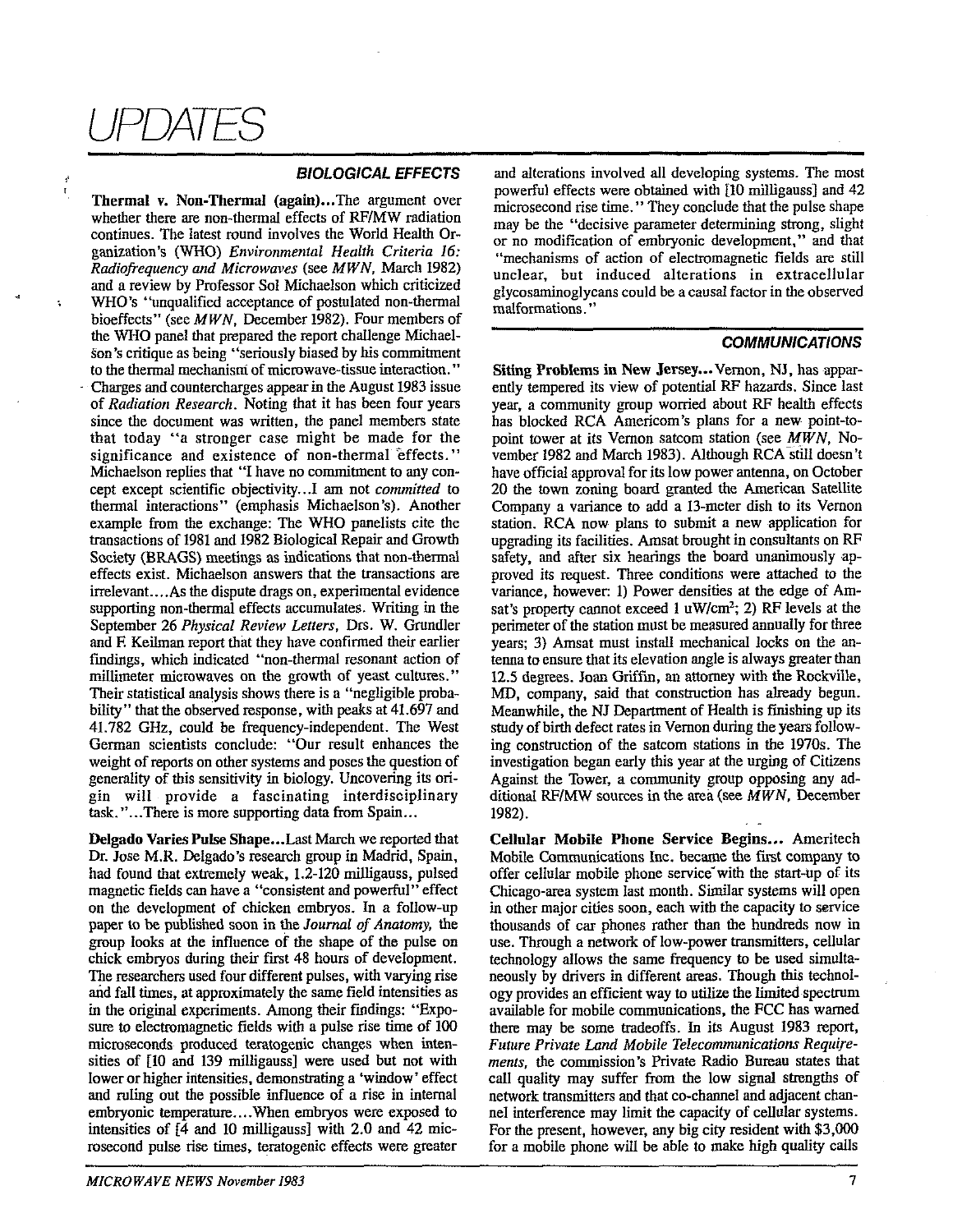# UPDATES

## BIOLOGICAL EFFECTS

**Thermal v. Non-Thermal (again)...**The argument over whether there are non-thermal effects of RF/MW radiation continues. The latest round involves the World Health Organization's (WHO) *Environmental Health Criteria 16: Radiofrequency and Microwaves* (see *MWN*, March 1982) and a review by Professor Sol Michaelson which criticized WHO's "unqualified acceptance of postulated non-thermal bioeffects" (see *MWN*, December 1982). Four members of the WHO panel that prepared the report challenge Michaelson's critique as being "seriously biased by his commitment to the thermal mechanism of microwave-tissue interaction." Charges and countercharges appear in the August 1983 issue of *Radiation Research*. Noting that it has been four years since the document was written, the panel members state that today "a stronger case might be made for the significance and existence of non-thermal effects." Michaelson replies that "I have no commitment to any concept except scientific objectivity...I am not *committed* to thermal interactions" (emphasis Michaelson's). Another example from the exchange: The WHO panelists cite the transactions of 1981 and 1982 Biological Repair and Growth Society (BRAGS) meetings as indications that non-thermal effects exist. Michaelson answers that the transactions are irrelevant....As the dispute drags on, experimental evidence supporting non-thermal effects accumulates. Writing in the September 26 *Physical Review Letters*, Drs. W. Grundler and F. Keilman report that they have confirmed their earlier findings, which indicated "non-thermal resonant action of millimeter microwaves on the growth of yeast cultures." Their statistical analysis shows there is a "negligible probability" that the observed response, with peaks at 41.697 and 41.782 GHz, could be frequency-independent. The West German scientists conclude: "Our result enhances the weight of reports on other systems and poses the question of generality of this sensitivity in biology. Uncovering its origin will provide a fascinating interdisciplinary task."...There is more supporting data from Spain...

**Delgado Varies Pulse Shape...**Last March we reported that Dr. Jose M.R. Delgado's research group in Madrid, Spain, had found that extremely weak, 1.2-120 milligauss, pulsed magnetic fields can have a "consistent and powerful" effect on the development of chicken embryos. In a follow-up paper to be published soon in the *Journal of Anatomy*, the group looks at the influence of the shape of the pulse on chick embryos during their first 48 hours of development. The researchers used four different pulses, with varying rise and fall times, at approximately the same field intensities as in the original experiments. Among their findings: "Exposure to electromagnetic fields with a pulse rise time of 100 microseconds produced teratogenic changes when intensities of [10 and 139 milligauss] were used but not with lower or higher intensities, demonstrating a 'window' effect and ruling out the possible influence of a rise in internal embryonic temperature....When embryos were exposed to intensities of [4 and 10 milligauss] with 2.0 and 42 microsecond pulse rise times, teratogenic effects were greater and alterations involved all developing systems. The most powerful effects were obtained with [10 milligauss] and 42 microsecond rise time." They conclude that the pulse shape may be the "decisive parameter determining strong, slight or no modification of embryonic development," and that "mechanisms of action of electromagnetic fields are still unclear, but induced alterations in extracellular glycosaminoglycans could be a causal factor in the observed malformations."

## COMMUNICATIONS

**Siting Problems in New Jersey...**Vernon, NJ, has apparently tempered its view of potential RF hazards. Since last year, a community group worried about RF health effects has blocked RCA Americom's plans for a new point-to-point tower at its Vernon satcom station (see *MWN*, November 1982 and March 1983). Although RCA still doesn't have official approval for its low power antenna, on October 20 the town zoning board granted the American Satellite Company a variance to add a 13-meter dish to its Vernon station. RCA now plans to submit a new application for upgrading its facilities. Amsat brought in consultants on RF safety, and after six hearings the board unanimously approved its request. Three conditions were attached to the variance, however: 1) Power densities at the edge of Amsat's property cannot exceed 1 uW/cm$^2$; 2) RF levels at the perimeter of the station must be measured annually for three years; 3) Amsat must install mechanical locks on the antenna to ensure that its elevation angle is always greater than 12.5 degrees. Joan Griffin, an attorney with the Rockville, MD, company, said that construction has already begun. Meanwhile, the NJ Department of Health is finishing up its study of birth defect rates in Vernon during the years following construction of the satcom stations in the 1970s. The investigation began early this year at the urging of Citizens Against the Tower, a community group opposing any additional RF/MW sources in the area (see *MWN*, December 1982).

**Cellular Mobile Phone Service Begins...** Ameritech Mobile Communications Inc. became the first company to offer cellular mobile phone service with the start-up of its Chicago-area system last month. Similar systems will open in other major cities soon, each with the capacity to service thousands of car phones rather than the hundreds now in use. Through a network of low-power transmitters, cellular technology allows the same frequency to be used simultaneously by drivers in different areas. Though this technology provides an efficient way to utilize the limited spectrum available for mobile communications, the FCC has warned there may be some tradeoffs. In its August 1983 report, *Future Private Land Mobile Telecommunications Requirements*, the commission's Private Radio Bureau states that call quality may suffer from the low signal strengths of network transmitters and that co-channel and adjacent channel interference may limit the capacity of cellular systems. For the present, however, any big city resident with $3,000 for a mobile phone will be able to make high quality calls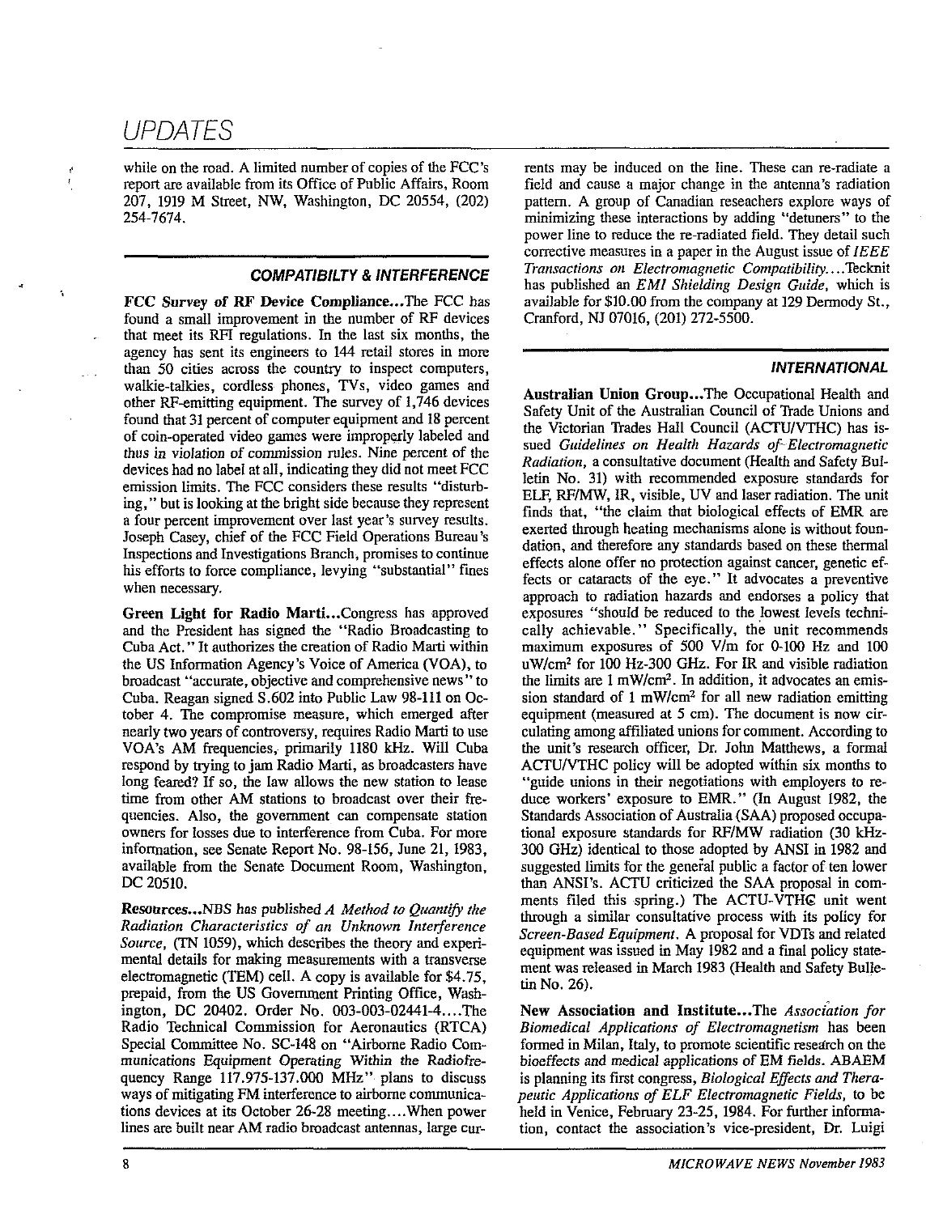while on the road. A limited number of copies of the FCC's report are available from its Office of Public Affairs, Room 207, 1919 M Street, NW, Washington, DC 20554, (202) 254-7674.

## COMPATIBILTY & INTERFERENCE

**FCC Survey of RF Device Compliance...**The FCC has found a small improvement in the number of RF devices that meet its RFI regulations. In the last six months, the agency has sent its engineers to 144 retail stores in more than 50 cities across the country to inspect computers, walkie-talkies, cordless phones, TVs, video games and other RF-emitting equipment. The survey of 1,746 devices found that 31 percent of computer equipment and 18 percent of coin-operated video games were improperly labeled and thus in violation of commission rules. Nine percent of the devices had no label at all, indicating they did not meet FCC emission limits. The FCC considers these results "disturbing," but is looking at the bright side because they represent a four percent improvement over last year's survey results. Joseph Casey, chief of the FCC Field Operations Bureau's Inspections and Investigations Branch, promises to continue his efforts to force compliance, levying "substantial" fines when necessary.

**Green Light for Radio Marti...**Congress has approved and the President has signed the "Radio Broadcasting to Cuba Act." It authorizes the creation of Radio Marti within the US Information Agency's Voice of America (VOA), to broadcast "accurate, objective and comprehensive news" to Cuba. Reagan signed S.602 into Public Law 98-111 on October 4. The compromise measure, which emerged after nearly two years of controversy, requires Radio Marti to use VOA's AM frequencies, primarily 1180 kHz. Will Cuba respond by trying to jam Radio Marti, as broadcasters have long feared? If so, the law allows the new station to lease time from other AM stations to broadcast over their frequencies. Also, the government can compensate station owners for losses due to interference from Cuba. For more information, see Senate Report No. 98-156, June 21, 1983, available from the Senate Document Room, Washington, DC 20510.

**Resources...**NBS has published *A Method to Quantify the Radiation Characteristics of an Unknown Interference Source,* (TN 1059), which describes the theory and experimental details for making measurements with a transverse electromagnetic (TEM) cell. A copy is available for $4.75, prepaid, from the US Government Printing Office, Washington, DC 20402. Order No. 003-003-02441-4....The Radio Technical Commission for Aeronautics (RTCA) Special Committee No. SC-148 on "Airborne Radio Communications Equipment Operating Within the Radiofrequency Range 117.975-137.000 MHz" plans to discuss ways of mitigating FM interference to airborne communications devices at its October 26-28 meeting....When power lines are built near AM radio broadcast antennas, large currents may be induced on the line. These can re-radiate a field and cause a major change in the antenna's radiation pattern. A group of Canadian reseachers explore ways of minimizing these interactions by adding "detuners" to the power line to reduce the re-radiated field. They detail such corrective measures in a paper in the August issue of *IEEE Transactions on Electromagnetic Compatibility*....Tecknit has published an *EMI Shielding Design Guide,* which is available for $10.00 from the company at 129 Dermody St., Cranford, NJ 07016, (201) 272-5500.

## INTERNATIONAL

**Australian Union Group...**The Occupational Health and Safety Unit of the Australian Council of Trade Unions and the Victorian Trades Hall Council (ACTU/VTHC) has issued *Guidelines on Health Hazards of Electromagnetic Radiation,* a consultative document (Health and Safety Bulletin No. 31) with recommended exposure standards for ELF, RF/MW, IR, visible, UV and laser radiation. The unit finds that, "the claim that biological effects of EMR are exerted through heating mechanisms alone is without foundation, and therefore any standards based on these thermal effects alone offer no protection against cancer, genetic effects or cataracts of the eye." It advocates a preventive approach to radiation hazards and endorses a policy that exposures "should be reduced to the lowest levels technically achievable." Specifically, the unit recommends maximum exposures of 500 V/m for 0-100 Hz and 100 uW/cm$^2$ for 100 Hz-300 GHz. For IR and visible radiation the limits are 1 mW/cm$^2$. In addition, it advocates an emission standard of 1 mW/cm$^2$ for all new radiation emitting equipment (measured at 5 cm). The document is now circulating among affiliated unions for comment. According to the unit's research officer, Dr. John Matthews, a formal ACTU/VTHC policy will be adopted within six months to "guide unions in their negotiations with employers to reduce workers' exposure to EMR." (In August 1982, the Standards Association of Australia (SAA) proposed occupational exposure standards for RF/MW radiation (30 kHz-300 GHz) identical to those adopted by ANSI in 1982 and suggested limits for the general public a factor of ten lower than ANSI's. ACTU criticized the SAA proposal in comments filed this spring.) The ACTU-VTHC unit went through a similar consultative process with its policy for *Screen-Based Equipment.* A proposal for VDTs and related equipment was issued in May 1982 and a final policy statement was released in March 1983 (Health and Safety Bulletin No. 26).

**New Association and Institute...**The *Association for Biomedical Applications of Electromagnetism* has been formed in Milan, Italy, to promote scientific research on the bioeffects and medical applications of EM fields. ABAEM is planning its first congress, *Biological Effects and Therapeutic Applications of ELF Electromagnetic Fields,* to be held in Venice, February 23-25, 1984. For further information, contact the association's vice-president, Dr. Luigi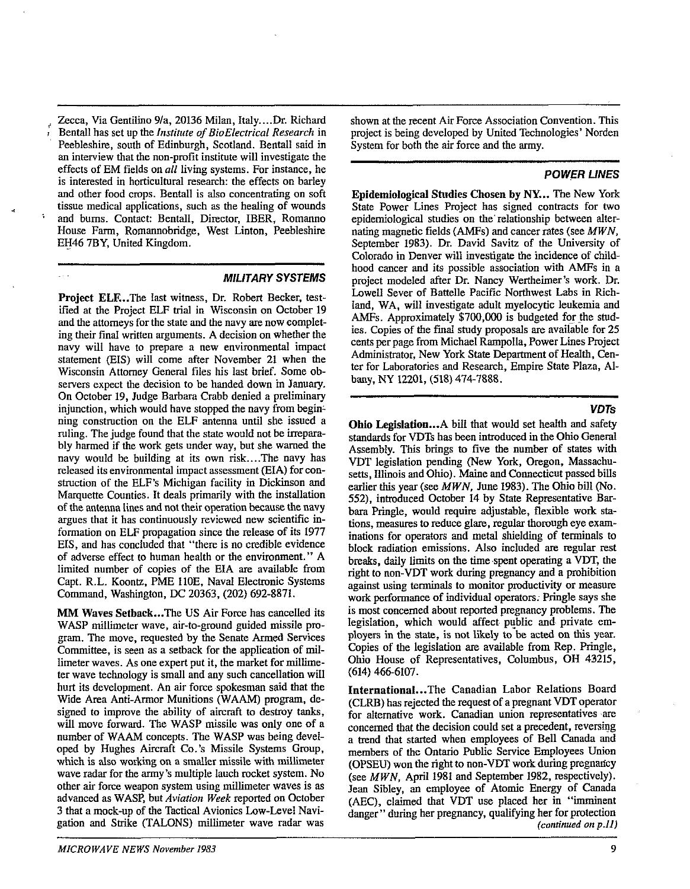Zecca, Via Gentilino 9/a, 20136 Milan, Italy....Dr. Richard Bentall has set up the *Institute of BioElectrical Research* in Peebleshire, south of Edinburgh, Scotland. Bentall said in an interview that the non-profit institute will investigate the effects of EM fields on *all* living systems. For instance, he is interested in horticultural research: the effects on barley and other food crops. Bentall is also concentrating on soft tissue medical applications, such as the healing of wounds and burns. Contact: Bentall, Director, IBER, Romanno House Farm, Romannobridge, West Linton, Peebleshire EH46 7BY, United Kingdom.

## MILITARY SYSTEMS

**Project ELF...**The last witness, Dr. Robert Becker, testified at the Project ELF trial in Wisconsin on October 19 and the attorneys for the state and the navy are now completing their final written arguments. A decision on whether the navy will have to prepare a new environmental impact statement (EIS) will come after November 21 when the Wisconsin Attorney General files his last brief. Some observers expect the decision to be handed down in January. On October 19, Judge Barbara Crabb denied a preliminary injunction, which would have stopped the navy from beginning construction on the ELF antenna until she issued a ruling. The judge found that the state would not be irreparably harmed if the work gets under way, but she warned the navy would be building at its own risk....The navy has released its environmental impact assessment (EIA) for construction of the ELF's Michigan facility in Dickinson and Marquette Counties. It deals primarily with the installation of the antenna lines and not their operation because the navy argues that it has continuously reviewed new scientific information on ELF propagation since the release of its 1977 EIS, and has concluded that "there is no credible evidence of adverse effect to human health or the environment." A limited number of copies of the EIA are available from Capt. R.L. Koontz, PME 110E, Naval Electronic Systems Command, Washington, DC 20363, (202) 692-8871.

**MM Waves Setback...**The US Air Force has cancelled its WASP millimeter wave, air-to-ground guided missile program. The move, requested by the Senate Armed Services Committee, is seen as a setback for the application of millimeter waves. As one expert put it, the market for millimeter wave technology is small and any such cancellation will hurt its development. An air force spokesman said that the Wide Area Anti-Armor Munitions (WAAM) program, designed to improve the ability of aircraft to destroy tanks, will move forward. The WASP missile was only one of a number of WAAM concepts. The WASP was being developed by Hughes Aircraft Co.'s Missile Systems Group, which is also working on a smaller missile with millimeter wave radar for the army's multiple lauch rocket system. No other air force weapon system using millimeter waves is as advanced as WASP, but *Aviation Week* reported on October 3 that a mock-up of the Tactical Avionics Low-Level Navigation and Strike (TALONS) millimeter wave radar was shown at the recent Air Force Association Convention. This project is being developed by United Technologies' Norden System for both the air force and the army.

## POWER LINES

**Epidemiological Studies Chosen by NY...** The New York State Power Lines Project has signed contracts for two epidemiological studies on the relationship between alternating magnetic fields (AMFs) and cancer rates (see *MWN*, September 1983). Dr. David Savitz of the University of Colorado in Denver will investigate the incidence of childhood cancer and its possible association with AMFs in a project modeled after Dr. Nancy Wertheimer's work. Dr. Lowell Sever of Battelle Pacific Northwest Labs in Richland, WA, will investigate adult myelocytic leukemia and AMFs. Approximately $700,000 is budgeted for the studies. Copies of the final study proposals are available for 25 cents per page from Michael Rampolla, Power Lines Project Administrator, New York State Department of Health, Center for Laboratories and Research, Empire State Plaza, Albany, NY 12201, (518) 474-7888.

## VDTs

**Ohio Legislation...**A bill that would set health and safety standards for VDTs has been introduced in the Ohio General Assembly. This brings to five the number of states with VDT legislation pending (New York, Oregon, Massachusetts, Illinois and Ohio). Maine and Connecticut passed bills earlier this year (see *MWN*, June 1983). The Ohio bill (No. 552), introduced October 14 by State Representative Barbara Pringle, would require adjustable, flexible work stations, measures to reduce glare, regular thorough eye examinations for operators and metal shielding of terminals to block radiation emissions. Also included are regular rest breaks, daily limits on the time spent operating a VDT, the right to non-VDT work during pregnancy and a prohibition against using terminals to monitor productivity or measure work performance of individual operators. Pringle says she is most concerned about reported pregnancy problems. The legislation, which would affect public and private employers in the state, is not likely to be acted on this year. Copies of the legislation are available from Rep. Pringle, Ohio House of Representatives, Columbus, OH 43215, (614) 466-6107.

**International...**The Canadian Labor Relations Board (CLRB) has rejected the request of a pregnant VDT operator for alternative work. Canadian union representatives are concerned that the decision could set a precedent, reversing a trend that started when employees of Bell Canada and members of the Ontario Public Service Employees Union (OPSEU) won the right to non-VDT work during pregnancy (see *MWN*, April 1981 and September 1982, respectively). Jean Sibley, an employee of Atomic Energy of Canada (AEC), claimed that VDT use placed her in "imminent danger" during her pregnancy, qualifying her for protection

*(continued on p.11)*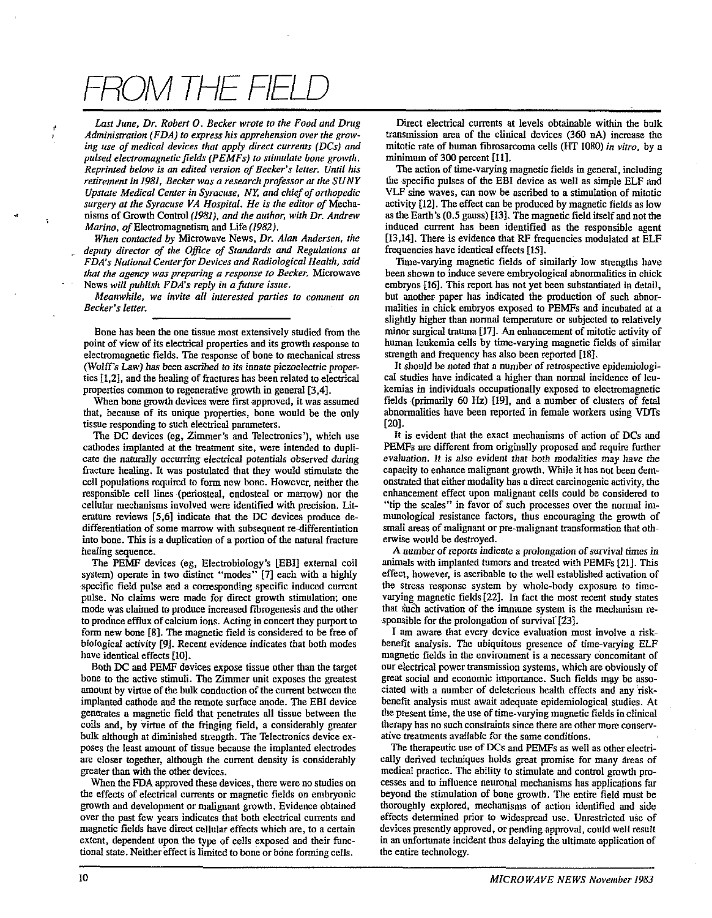# FROM THE FIELD

*Last June, Dr. Robert O. Becker wrote to the Food and Drug Administration (FDA) to express his apprehension over the growing use of medical devices that apply direct currents (DCs) and pulsed electromagnetic fields (PEMFs) to stimulate bone growth. Reprinted below is an edited version of Becker's letter. Until his retirement in 1981, Becker was a research professor at the SUNY Upstate Medical Center in Syracuse, NY, and chief of orthopedic surgery at the Syracuse VA Hospital. He is the editor of* Mechanisms of Growth Control *(1981), and the author, with Dr. Andrew Marino, of* Electromagnetism and Life *(1982).*

*When contacted by* Microwave News, *Dr. Alan Andersen, the deputy director of the Office of Standards and Regulations at FDA's National Center for Devices and Radiological Health, said that the agency was preparing a response to Becker.* Microwave News *will publish FDA's reply in a future issue.*

*Meanwhile, we invite all interested parties to comment on Becker's letter.*

---

Bone has been the one tissue most extensively studied from the point of view of its electrical properties and its growth response to electromagnetic fields. The response of bone to mechanical stress (Wolff's Law) has been ascribed to its innate piezoelectric properties [1,2], and the healing of fractures has been related to electrical properties common to regenerative growth in general [3,4].

When bone growth devices were first approved, it was assumed that, because of its unique properties, bone would be the only tissue responding to such electrical parameters.

The DC devices (eg, Zimmer's and Telectronics'), which use cathodes implanted at the treatment site, were intended to duplicate the naturally occurring electrical potentials observed during fracture healing. It was postulated that they would stimulate the cell populations required to form new bone. However, neither the responsible cell lines (periosteal, endosteal or marrow) nor the cellular mechanisms involved were identified with precision. Literature reviews [5,6] indicate that the DC devices produce dedifferentiation of some marrow with subsequent re-differentiation into bone. This is a duplication of a portion of the natural fracture healing sequence.

The PEMF devices (eg, Electrobiology's [EBI] external coil system) operate in two distinct "modes" [7] each with a highly specific field pulse and a corresponding specific induced current pulse. No claims were made for direct growth stimulation; one mode was claimed to produce increased fibrogenesis and the other to produce efflux of calcium ions. Acting in concert they purport to form new bone [8]. The magnetic field is considered to be free of biological activity [9]. Recent evidence indicates that both modes have identical effects [10].

Both DC and PEMF devices expose tissue other than the target bone to the active stimuli. The Zimmer unit exposes the greatest amount by virtue of the bulk conduction of the current between the implanted cathode and the remote surface anode. The EBI device generates a magnetic field that penetrates all tissue between the coils and, by virtue of the fringing field, a considerably greater bulk although at diminished strength. The Telectronics device exposes the least amount of tissue because the implanted electrodes are closer together, although the current density is considerably greater than with the other devices.

When the FDA approved these devices, there were no studies on the effects of electrical currents or magnetic fields on embryonic growth and development or malignant growth. Evidence obtained over the past few years indicates that both electrical currents and magnetic fields have direct cellular effects which are, to a certain extent, dependent upon the type of cells exposed and their functional state. Neither effect is limited to bone or bone forming cells.

Direct electrical currents at levels obtainable within the bulk transmission area of the clinical devices (360 nA) increase the mitotic rate of human fibrosarcoma cells (HT 1080) *in vitro*, by a minimum of 300 percent [11].

The action of time-varying magnetic fields in general, including the specific pulses of the EBI device as well as simple ELF and VLF sine waves, can now be ascribed to a stimulation of mitotic activity [12]. The effect can be produced by magnetic fields as low as the Earth's (0.5 gauss) [13]. The magnetic field itself and not the induced current has been identified as the responsible agent [13,14]. There is evidence that RF frequencies modulated at ELF frequencies have identical effects [15].

Time-varying magnetic fields of similarly low strengths have been shown to induce severe embryological abnormalities in chick embryos [16]. This report has not yet been substantiated in detail, but another paper has indicated the production of such abnormalities in chick embryos exposed to PEMFs and incubated at a slightly higher than normal temperature or subjected to relatively minor surgical trauma [17]. An enhancement of mitotic activity of human leukemia cells by time-varying magnetic fields of similar strength and frequency has also been reported [18].

It should be noted that a number of retrospective epidemiological studies have indicated a higher than normal incidence of leukemias in individuals occupationally exposed to electromagnetic fields (primarily 60 Hz) [19], and a number of clusters of fetal abnormalities have been reported in female workers using VDTs [20].

It is evident that the exact mechanisms of action of DCs and PEMFs are different from originally proposed and require further evaluation. It is also evident that both modalities may have the capacity to enhance malignant growth. While it has not been demonstrated that either modality has a direct carcinogenic activity, the enhancement effect upon malignant cells could be considered to "tip the scales" in favor of such processes over the normal immunological resistance factors, thus encouraging the growth of small areas of malignant or pre-malignant transformation that otherwise would be destroyed.

A number of reports indicate a prolongation of survival times in animals with implanted tumors and treated with PEMFs [21]. This effect, however, is ascribable to the well established activation of the stress response system by whole-body exposure to time-varying magnetic fields [22]. In fact the most recent study states that such activation of the immune system is the mechanism responsible for the prolongation of survival [23].

I am aware that every device evaluation must involve a risk-benefit analysis. The ubiquitous presence of time-varying ELF magnetic fields in the environment is a necessary concomitant of our electrical power transmission systems, which are obviously of great social and economic importance. Such fields may be associated with a number of deleterious health effects and any risk-benefit analysis must await adequate epidemiological studies. At the present time, the use of time-varying magnetic fields in clinical therapy has no such constraints since there are other more conservative treatments available for the same conditions.

The therapeutic use of DCs and PEMFs as well as other electrically derived techniques holds great promise for many areas of medical practice. The ability to stimulate and control growth processes and to influence neuronal mechanisms has applications far beyond the stimulation of bone growth. The entire field must be thoroughly explored, mechanisms of action identified and side effects determined prior to widespread use. Unrestricted use of devices presently approved, or pending approval, could well result in an unfortunate incident thus delaying the ultimate application of the entire technology.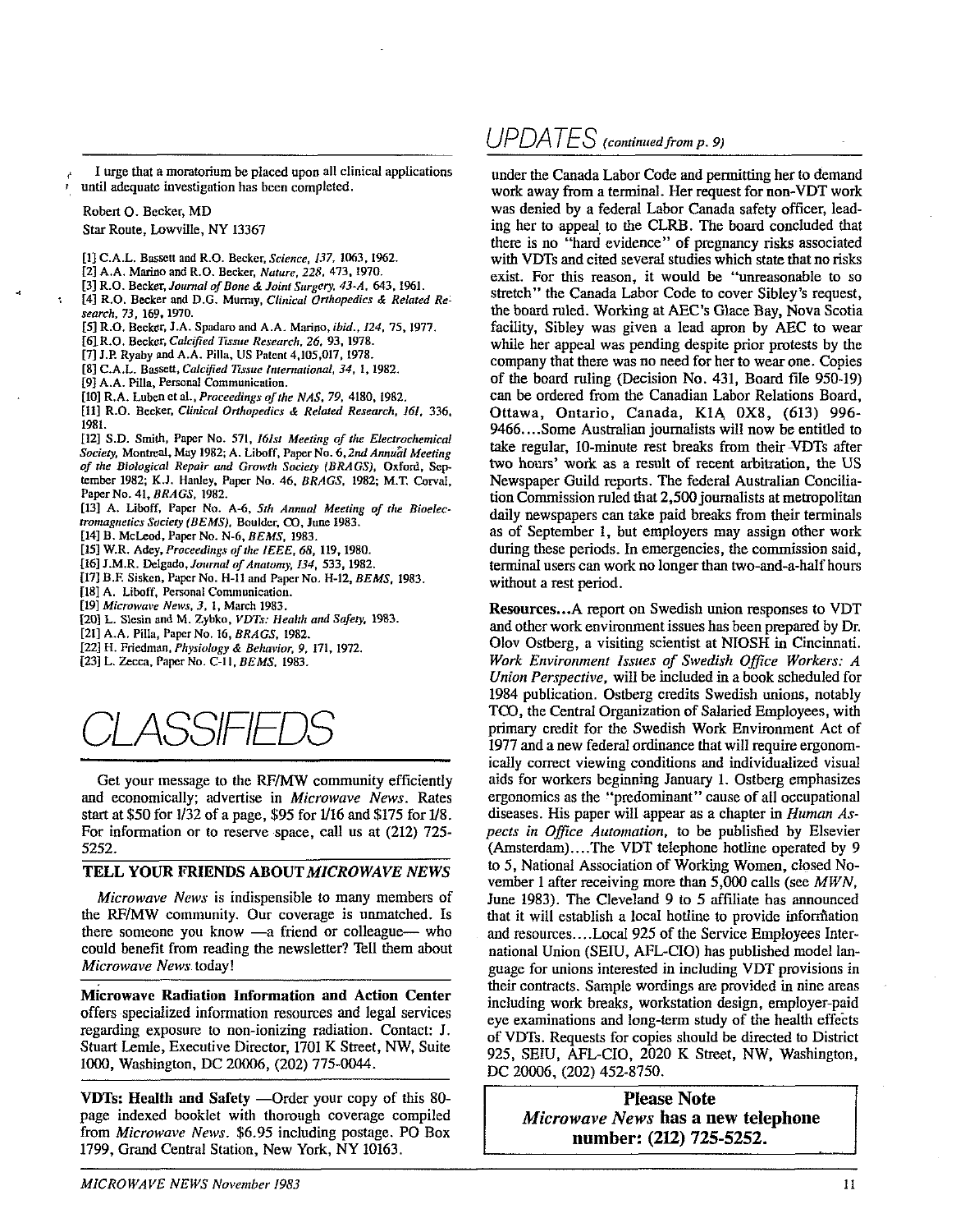I urge that a moratorium be placed upon all clinical applications until adequate investigation has been completed.

Robert O. Becker, MD
Star Route, Lowville, NY 13367

[1] C.A.L. Bassett and R.O. Becker, *Science, 137,* 1063, 1962.
[2] A.A. Marino and R.O. Becker, *Nature, 228,* 473, 1970.
[3] R.O. Becker, *Journal of Bone & Joint Surgery, 43-A,* 643, 1961.
[4] R.O. Becker and D.G. Murray, *Clinical Orthopedics & Related Research, 73,* 169, 1970.
[5] R.O. Becker, J.A. Spadaro and A.A. Marino, *ibid., 124,* 75, 1977.
[6] R.O. Becker, *Calcified Tissue Research, 26,* 93, 1978.
[7] J.P. Ryaby and A.A. Pilla, US Patent 4,105,017, 1978.
[8] C.A.L. Bassett, *Calcified Tissue International, 34,* 1, 1982.
[9] A.A. Pilla, Personal Communication.
[10] R.A. Luben et al., *Proceedings of the NAS, 79,* 4180, 1982.
[11] R.O. Becker, *Clinical Orthopedics & Related Research, 161,* 336, 1981.
[12] S.D. Smith, Paper No. 571, *161st Meeting of the Electrochemical Society,* Montreal, May 1982; A. Liboff, Paper No. 6, *2nd Annual Meeting of the Biological Repair and Growth Society (BRAGS),* Oxford, September 1982; K.J. Hanley, Paper No. 46, *BRAGS,* 1982; M.T. Corval, Paper No. 41, *BRAGS,* 1982.
[13] A. Liboff, Paper No. A-6, *5th Annual Meeting of the Bioelectromagnetics Society (BEMS),* Boulder, CO, June 1983.
[14] B. McLeod, Paper No. N-6, *BEMS,* 1983.
[15] W.R. Adey, *Proceedings of the IEEE, 68,* 119, 1980.
[16] J.M.R. Delgado, *Journal of Anatomy, 134,* 533, 1982.
[17] B.F. Sisken, Paper No. H-11 and Paper No. H-12, *BEMS,* 1983.
[18] A. Liboff, Personal Communication.
[19] *Microwave News, 3,* 1, March 1983.
[20] L. Slesin and M. Zybko, *VDTs: Health and Safety,* 1983.
[21] A.A. Pilla, Paper No. 16, *BRAGS,* 1982.
[22] H. Friedman, *Physiology & Behavior, 9,* 171, 1972.
[23] L. Zecca, Paper No. C-11, *BEMS,* 1983.

# CLASSIFIEDS

Get your message to the RF/MW community efficiently and economically; advertise in *Microwave News.* Rates start at $50 for 1/32 of a page, $95 for 1/16 and $175 for 1/8. For information or to reserve space, call us at (212) 725-5252.

### TELL YOUR FRIENDS ABOUT *MICROWAVE NEWS*

*Microwave News* is indispensible to many members of the RF/MW community. Our coverage is unmatched. Is there someone you know —a friend or colleague— who could benefit from reading the newsletter? Tell them about *Microwave News* today!

**Microwave Radiation Information and Action Center** offers specialized information resources and legal services regarding exposure to non-ionizing radiation. Contact: J. Stuart Lemle, Executive Director, 1701 K Street, NW, Suite 1000, Washington, DC 20006, (202) 775-0044.

**VDTs: Health and Safety** —Order your copy of this 80-page indexed booklet with thorough coverage compiled from *Microwave News.* $6.95 including postage. PO Box 1799, Grand Central Station, New York, NY 10163.

# UPDATES *(continued from p. 9)*

under the Canada Labor Code and permitting her to demand work away from a terminal. Her request for non-VDT work was denied by a federal Labor Canada safety officer, leading her to appeal to the CLRB. The board concluded that there is no "hard evidence" of pregnancy risks associated with VDTs and cited several studies which state that no risks exist. For this reason, it would be "unreasonable to so stretch" the Canada Labor Code to cover Sibley's request, the board ruled. Working at AEC's Glace Bay, Nova Scotia facility, Sibley was given a lead apron by AEC to wear while her appeal was pending despite prior protests by the company that there was no need for her to wear one. Copies of the board ruling (Decision No. 431, Board file 950-19) can be ordered from the Canadian Labor Relations Board, Ottawa, Ontario, Canada, K1A 0X8, (613) 996-9466....Some Australian journalists will now be entitled to take regular, 10-minute rest breaks from their VDTs after two hours' work as a result of recent arbitration, the US Newspaper Guild reports. The federal Australian Conciliation Commission ruled that 2,500 journalists at metropolitan daily newspapers can take paid breaks from their terminals as of September 1, but employers may assign other work during these periods. In emergencies, the commission said, terminal users can work no longer than two-and-a-half hours without a rest period.

**Resources...**A report on Swedish union responses to VDT and other work environment issues has been prepared by Dr. Olov Ostberg, a visiting scientist at NIOSH in Cincinnati. *Work Environment Issues of Swedish Office Workers: A Union Perspective,* will be included in a book scheduled for 1984 publication. Ostberg credits Swedish unions, notably TCO, the Central Organization of Salaried Employees, with primary credit for the Swedish Work Environment Act of 1977 and a new federal ordinance that will require ergonomically correct viewing conditions and individualized visual aids for workers beginning January 1. Ostberg emphasizes ergonomics as the "predominant" cause of all occupational diseases. His paper will appear as a chapter in *Human Aspects in Office Automation,* to be published by Elsevier (Amsterdam)....The VDT telephone hotline operated by 9 to 5, National Association of Working Women, closed November 1 after receiving more than 5,000 calls (see *MWN,* June 1983). The Cleveland 9 to 5 affiliate has announced that it will establish a local hotline to provide information and resources....Local 925 of the Service Employees International Union (SEIU, AFL-CIO) has published model language for unions interested in including VDT provisions in their contracts. Sample wordings are provided in nine areas including work breaks, workstation design, employer-paid eye examinations and long-term study of the health effects of VDTs. Requests for copies should be directed to District 925, SEIU, AFL-CIO, 2020 K Street, NW, Washington, DC 20006, (202) 452-8750.

**Please Note**
***Microwave News* has a new telephone number: (212) 725-5252.**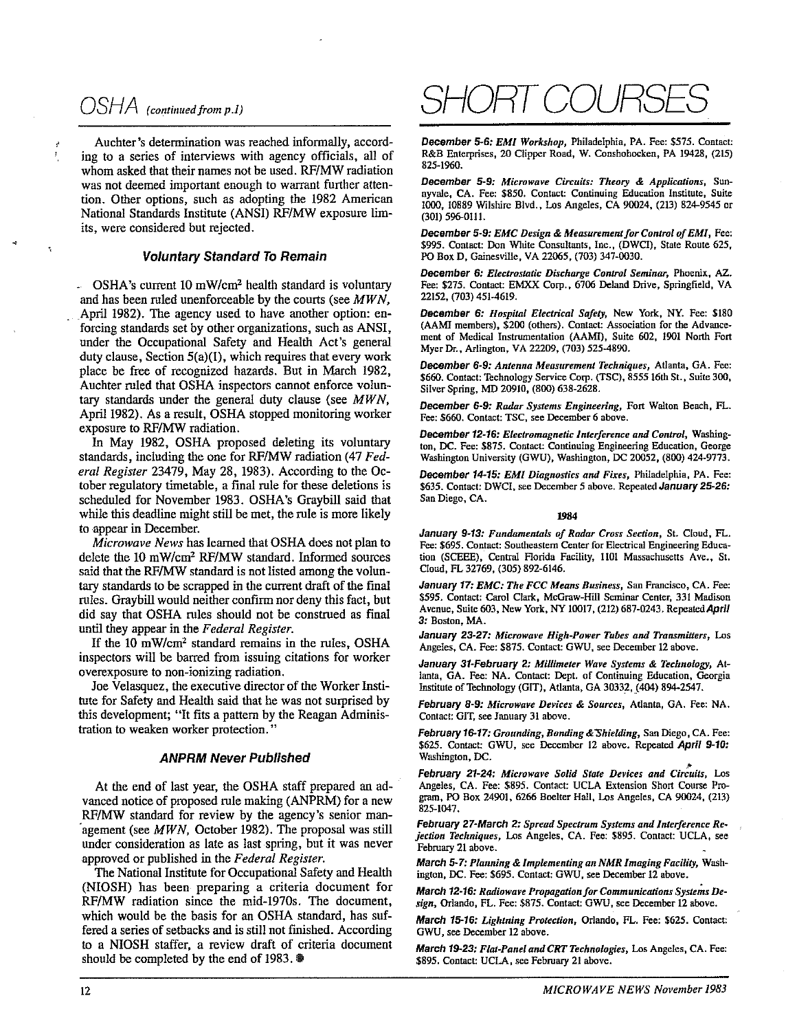## OSHA *(continued from p.1)*

Auchter's determination was reached informally, according to a series of interviews with agency officials, all of whom asked that their names not be used. RF/MW radiation was not deemed important enough to warrant further attention. Other options, such as adopting the 1982 American National Standards Institute (ANSI) RF/MW exposure limits, were considered but rejected.

### Voluntary Standard To Remain

OSHA's current 10 mW/cm$^2$ health standard is voluntary and has been ruled unenforceable by the courts (see *MWN*, April 1982). The agency used to have another option: enforcing standards set by other organizations, such as ANSI, under the Occupational Safety and Health Act's general duty clause, Section 5(a)(I), which requires that every work place be free of recognized hazards. But in March 1982, Auchter ruled that OSHA inspectors cannot enforce voluntary standards under the general duty clause (see *MWN*, April 1982). As a result, OSHA stopped monitoring worker exposure to RF/MW radiation.

In May 1982, OSHA proposed deleting its voluntary standards, including the one for RF/MW radiation (47 *Federal Register* 23479, May 28, 1983). According to the October regulatory timetable, a final rule for these deletions is scheduled for November 1983. OSHA's Graybill said that while this deadline might still be met, the rule is more likely to appear in December.

*Microwave News* has learned that OSHA does not plan to delete the 10 mW/cm$^2$ RF/MW standard. Informed sources said that the RF/MW standard is not listed among the voluntary standards to be scrapped in the current draft of the final rules. Graybill would neither confirm nor deny this fact, but did say that OSHA rules should not be construed as final until they appear in the *Federal Register*.

If the 10 mW/cm$^2$ standard remains in the rules, OSHA inspectors will be barred from issuing citations for worker overexposure to non-ionizing radiation.

Joe Velasquez, the executive director of the Worker Institute for Safety and Health said that he was not surprised by this development; "It fits a pattern by the Reagan Administration to weaken worker protection."

### ANPRM Never Published

At the end of last year, the OSHA staff prepared an advanced notice of proposed rule making (ANPRM) for a new RF/MW standard for review by the agency's senior management (see *MWN*, October 1982). The proposal was still under consideration as late as last spring, but it was never approved or published in the *Federal Register*.

The National Institute for Occupational Safety and Health (NIOSH) has been preparing a criteria document for RF/MW radiation since the mid-1970s. The document, which would be the basis for an OSHA standard, has suffered a series of setbacks and is still not finished. According to a NIOSH staffer, a review draft of criteria document should be completed by the end of 1983.

# SHORT COURSES

***December 5-6:*** ***EMI Workshop***, Philadelphia, PA. Fee: $575. Contact: R&B Enterprises, 20 Clipper Road, W. Conshohocken, PA 19428, (215) 825-1960.

***December 5-9:*** ***Microwave Circuits: Theory & Applications***, Sunnyvale, CA. Fee: $850. Contact: Continuing Education Institute, Suite 1000, 10889 Wilshire Blvd., Los Angeles, CA 90024, (213) 824-9545 or (301) 596-0111.

***December 5-9:*** ***EMC Design & Measurement for Control of EMI***, Fee: $995. Contact: Don White Consultants, Inc., (DWCI), State Route 625, PO Box D, Gainesville, VA 22065, (703) 347-0030.

***December 6:*** ***Electrostatic Discharge Control Seminar***, Phoenix, AZ. Fee: $275. Contact: EMXX Corp., 6706 Deland Drive, Springfield, VA 22152, (703) 451-4619.

***December 6:*** ***Hospital Electrical Safety***, New York, NY. Fee: $180 (AAMI members), $200 (others). Contact: Association for the Advancement of Medical Instrumentation (AAMI), Suite 602, 1901 North Fort Myer Dr., Arlington, VA 22209, (703) 525-4890.

***December 6-9:*** ***Antenna Measurement Techniques***, Atlanta, GA. Fee: $660. Contact: Technology Service Corp. (TSC), 8555 16th St., Suite 300, Silver Spring, MD 20910, (800) 638-2628.

***December 6-9:*** ***Radar Systems Engineering***, Fort Walton Beach, FL. Fee: $660. Contact: TSC, see December 6 above.

***December 12-16:*** ***Electromagnetic Interference and Control***, Washington, DC. Fee: $875. Contact: Continuing Engineering Education, George Washington University (GWU), Washington, DC 20052, (800) 424-9773.

***December 14-15:*** ***EMI Diagnostics and Fixes***, Philadelphia, PA. Fee: $635. Contact: DWCI, see December 5 above. Repeated ***January 25-26:*** San Diego, CA.

**1984**

***January 9-13:*** ***Fundamentals of Radar Cross Section***, St. Cloud, FL. Fee: $695. Contact: Southeastern Center for Electrical Engineering Education (SCEEE), Central Florida Facility, 1101 Massachusetts Ave., St. Cloud, FL 32769, (305) 892-6146.

***January 17:*** ***EMC: The FCC Means Business***, San Francisco, CA. Fee: $595. Contact: Carol Clark, McGraw-Hill Seminar Center, 331 Madison Avenue, Suite 603, New York, NY 10017, (212) 687-0243. Repeated ***April 3:*** Boston, MA.

***January 23-27:*** ***Microwave High-Power Tubes and Transmitters***, Los Angeles, CA. Fee: $875. Contact: GWU, see December 12 above.

***January 31-February 2:*** ***Millimeter Wave Systems & Technology***, Atlanta, GA. Fee: NA. Contact: Dept. of Continuing Education, Georgia Institute of Technology (GIT), Atlanta, GA 30332, (404) 894-2547.

***February 8-9:*** ***Microwave Devices & Sources***, Atlanta, GA. Fee: NA. Contact: GIT, see January 31 above.

***February 16-17:*** ***Grounding, Bonding & Shielding***, San Diego, CA. Fee: $625. Contact: GWU, see December 12 above. Repeated ***April 9-10:*** Washington, DC.

***February 21-24:*** ***Microwave Solid State Devices and Circuits***, Los Angeles, CA. Fee: $895. Contact: UCLA Extension Short Course Program, PO Box 24901, 6266 Boelter Hall, Los Angeles, CA 90024, (213) 825-1047.

***February 27-March 2:*** ***Spread Spectrum Systems and Interference Rejection Techniques***, Los Angeles, CA. Fee: $895. Contact: UCLA, see February 21 above.

***March 5-7:*** ***Planning & Implementing an NMR Imaging Facility***, Washington, DC. Fee: $695. Contact: GWU, see December 12 above.

***March 12-16:*** ***Radiowave Propagation for Communications Systems Design***, Orlando, FL. Fee: $875. Contact: GWU, see December 12 above.

***March 15-16:*** ***Lightning Protection***, Orlando, FL. Fee: $625. Contact: GWU, see December 12 above.

***March 19-23:*** ***Flat-Panel and CRT Technologies***, Los Angeles, CA. Fee: $895. Contact: UCLA, see February 21 above.